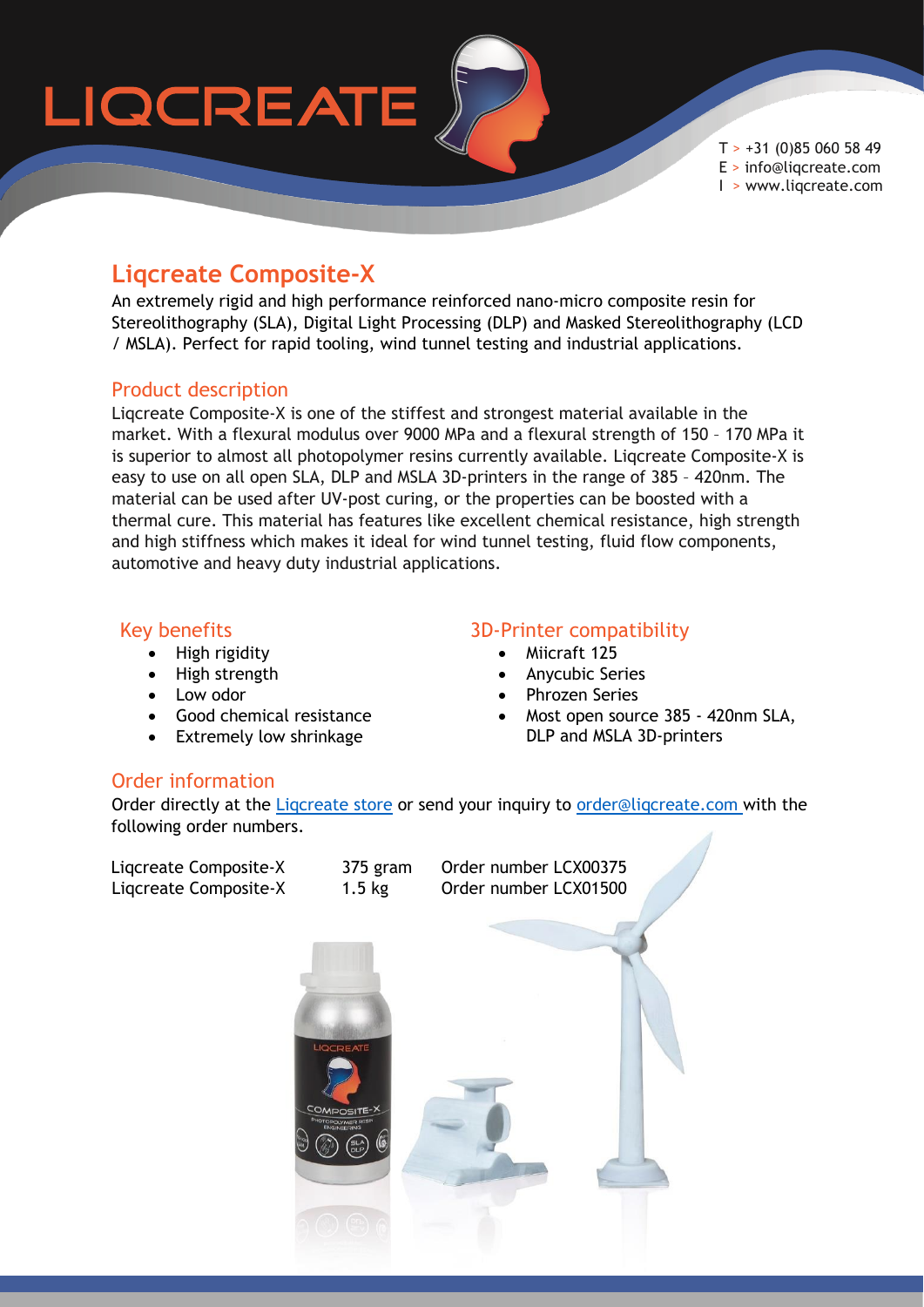T > +31 (0)85 060 58 49
E > info@liqcreate.com
I > www.liqcreate.com

# Liqcreate Composite-X

An extremely rigid and high performance reinforced nano-micro composite resin for Stereolithography (SLA), Digital Light Processing (DLP) and Masked Stereolithography (LCD / MSLA). Perfect for rapid tooling, wind tunnel testing and industrial applications.

## Product description

Liqcreate Composite-X is one of the stiffest and strongest material available in the market. With a flexural modulus over 9000 MPa and a flexural strength of 150 – 170 MPa it is superior to almost all photopolymer resins currently available. Liqcreate Composite-X is easy to use on all open SLA, DLP and MSLA 3D-printers in the range of 385 – 420nm. The material can be used after UV-post curing, or the properties can be boosted with a thermal cure. This material has features like excellent chemical resistance, high strength and high stiffness which makes it ideal for wind tunnel testing, fluid flow components, automotive and heavy duty industrial applications.

## Key benefits

- High rigidity
- High strength
- Low odor
- Good chemical resistance
- Extremely low shrinkage

## 3D-Printer compatibility

- Miicraft 125
- Anycubic Series
- Phrozen Series
- Most open source 385 - 420nm SLA, DLP and MSLA 3D-printers

## Order information

Order directly at the Liqcreate store or send your inquiry to order@liqcreate.com with the following order numbers.

| | | |
|---|---|---|
| Liqcreate Composite-X | 375 gram | Order number LCX00375 |
| Liqcreate Composite-X | 1.5 kg | Order number LCX01500 |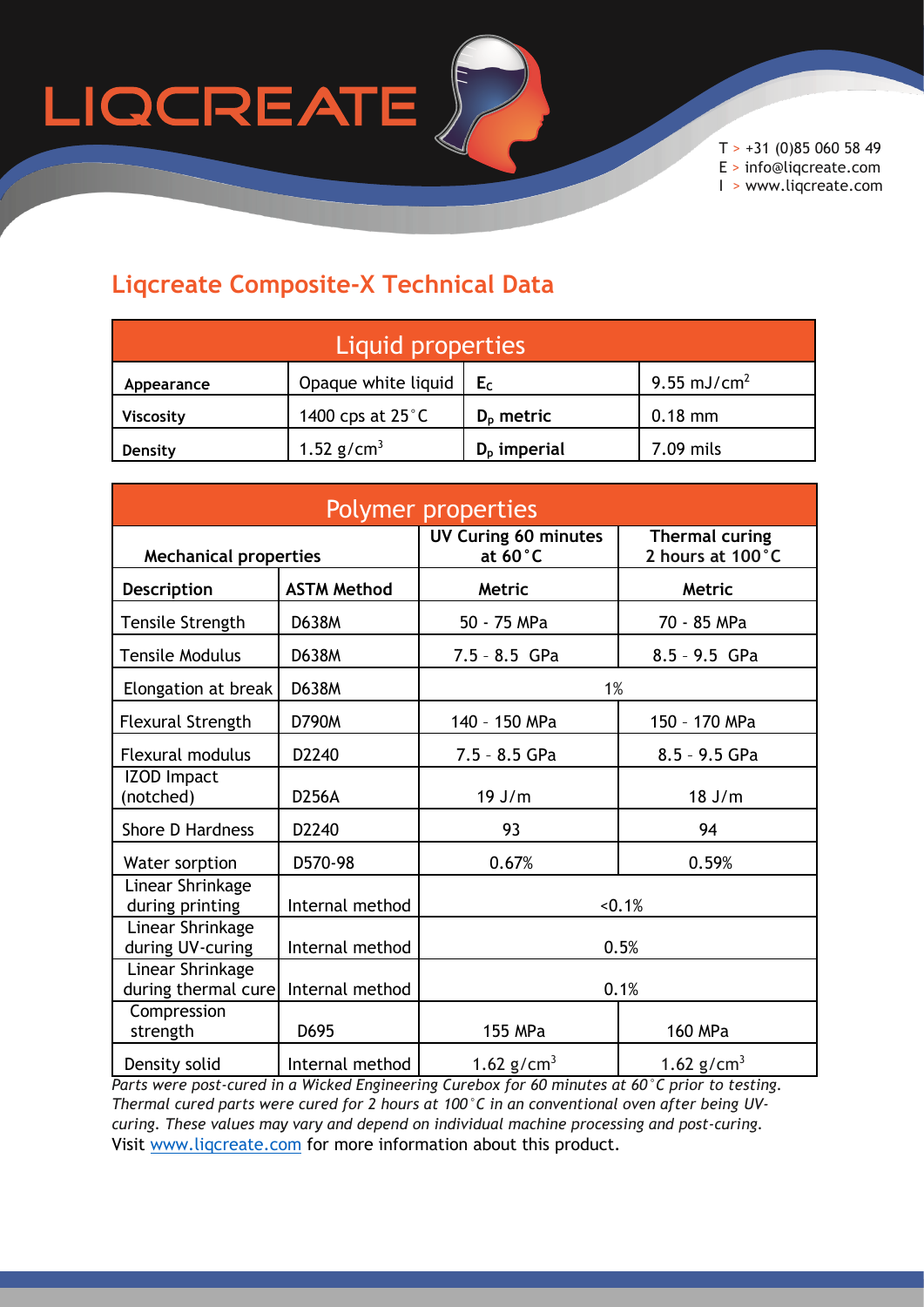LIQCREATE

T > +31 (0)85 060 58 49
E > info@liqcreate.com
I > www.liqcreate.com

# Liqcreate Composite-X Technical Data

| Liquid properties | | | |
|---|---|---|---|
| **Appearance** | Opaque white liquid | **$E_c$** | 9.55 mJ/cm$^2$ |
| **Viscosity** | 1400 cps at 25°C | **$D_p$ metric** | 0.18 mm |
| **Density** | 1.52 g/cm$^3$ | **$D_p$ imperial** | 7.09 mils |

| Polymer properties | | | |
|---|---|---|---|
| **Mechanical properties** | | **UV Curing 60 minutes at 60°C** | **Thermal curing 2 hours at 100°C** |
| **Description** | **ASTM Method** | **Metric** | **Metric** |
| Tensile Strength | D638M | 50 - 75 MPa | 70 - 85 MPa |
| Tensile Modulus | D638M | 7.5 – 8.5 GPa | 8.5 – 9.5 GPa |
| Elongation at break | D638M | 1% | |
| Flexural Strength | D790M | 140 - 150 MPa | 150 – 170 MPa |
| Flexural modulus | D2240 | 7.5 – 8.5 GPa | 8.5 – 9.5 GPa |
| IZOD Impact (notched) | D256A | 19 J/m | 18 J/m |
| Shore D Hardness | D2240 | 93 | 94 |
| Water sorption | D570-98 | 0.67% | 0.59% |
| Linear Shrinkage during printing | Internal method | <0.1% | |
| Linear Shrinkage during UV-curing | Internal method | 0.5% | |
| Linear Shrinkage during thermal cure | Internal method | 0.1% | |
| Compression strength | D695 | 155 MPa | 160 MPa |
| Density solid | Internal method | 1.62 g/cm$^3$ | 1.62 g/cm$^3$ |

*Parts were post-cured in a Wicked Engineering Curebox for 60 minutes at 60°C prior to testing. Thermal cured parts were cured for 2 hours at 100°C in an conventional oven after being UV-curing. These values may vary and depend on individual machine processing and post-curing.*
Visit www.liqcreate.com for more information about this product.